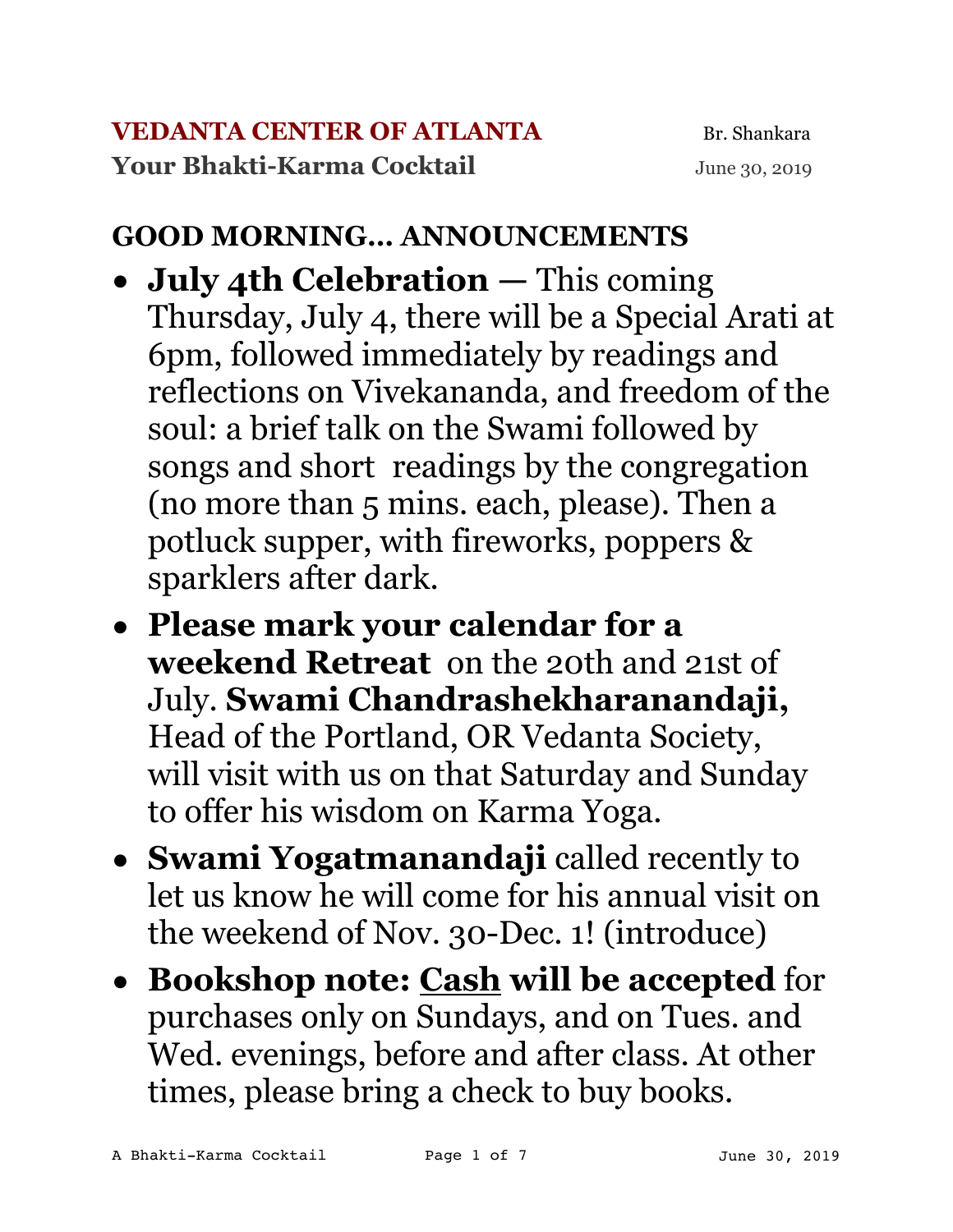**VEDANTA CENTER OF ATLANTA** Br. Shankara

**Your Bhakti-Karma Cocktail** June 30, 2019

## GOOD MORNING... ANNOUNCEMENTS

- **July 4th Celebration —** This coming Thursday, July 4, there will be a Special Arati at 6pm, followed immediately by readings and reflections on Vivekananda, and freedom of the soul: a brief talk on the Swami followed by songs and short readings by the congregation (no more than 5 mins. each, please). Then a potluck supper, with fireworks, poppers & sparklers after dark.
- **Please mark your calendar for a weekend Retreat** on the 20th and 21st of July. **Swami Chandrashekharanandaji,** Head of the Portland, OR Vedanta Society, will visit with us on that Saturday and Sunday to offer his wisdom on Karma Yoga.
- **Swami Yogatmanandaji** called recently to let us know he will come for his annual visit on the weekend of Nov. 30-Dec. 1! (introduce)
- **Bookshop note: Cash will be accepted** for purchases only on Sundays, and on Tues. and Wed. evenings, before and after class. At other times, please bring a check to buy books.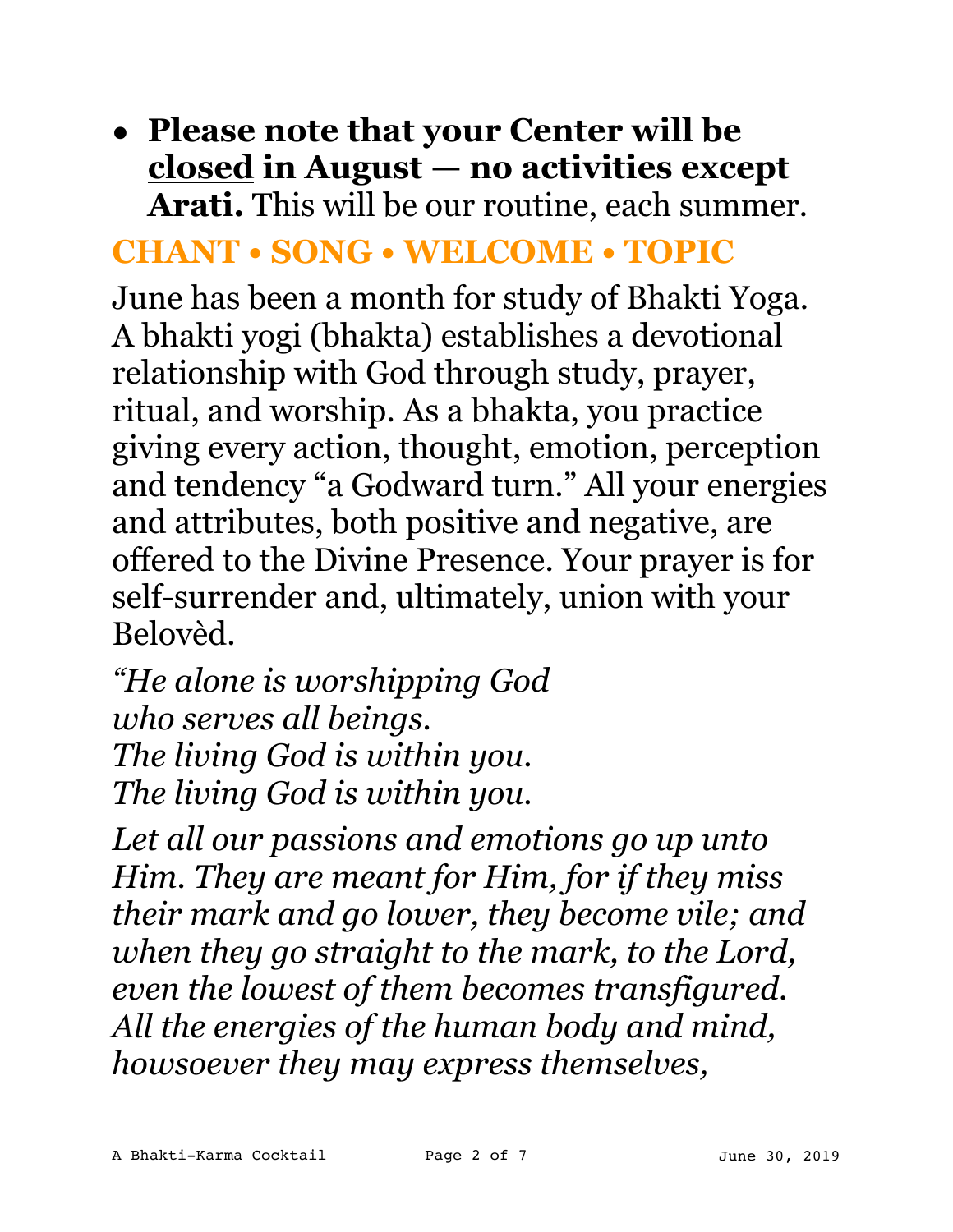- **Please note that your Center will be <u>closed</u> in August — no activities except Arati.** This will be our routine, each summer.

## CHANT • SONG • WELCOME • TOPIC

June has been a month for study of Bhakti Yoga. A bhakti yogi (bhakta) establishes a devotional relationship with God through study, prayer, ritual, and worship. As a bhakta, you practice giving every action, thought, emotion, perception and tendency "a Godward turn." All your energies and attributes, both positive and negative, are offered to the Divine Presence. Your prayer is for self-surrender and, ultimately, union with your Belovèd.

*"He alone is worshipping God*
*who serves all beings.*
*The living God is within you.*
*The living God is within you.*

*Let all our passions and emotions go up unto Him. They are meant for Him, for if they miss their mark and go lower, they become vile; and when they go straight to the mark, to the Lord, even the lowest of them becomes transfigured. All the energies of the human body and mind, howsoever they may express themselves,*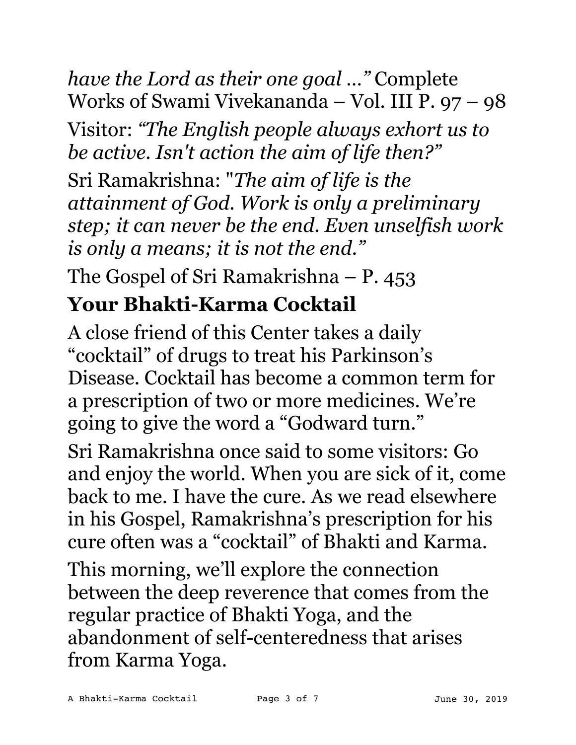*have the Lord as their one goal ..."* Complete Works of Swami Vivekananda – Vol. III P. 97 – 98

Visitor: *"The English people always exhort us to be active. Isn't action the aim of life then?"*

Sri Ramakrishna: "*The aim of life is the attainment of God. Work is only a preliminary step; it can never be the end. Even unselfish work is only a means; it is not the end."*

The Gospel of Sri Ramakrishna – P. 453

## Your Bhakti-Karma Cocktail

A close friend of this Center takes a daily "cocktail" of drugs to treat his Parkinson's Disease. Cocktail has become a common term for a prescription of two or more medicines. We're going to give the word a "Godward turn."

Sri Ramakrishna once said to some visitors: Go and enjoy the world. When you are sick of it, come back to me. I have the cure. As we read elsewhere in his Gospel, Ramakrishna's prescription for his cure often was a "cocktail" of Bhakti and Karma.

This morning, we'll explore the connection between the deep reverence that comes from the regular practice of Bhakti Yoga, and the abandonment of self-centeredness that arises from Karma Yoga.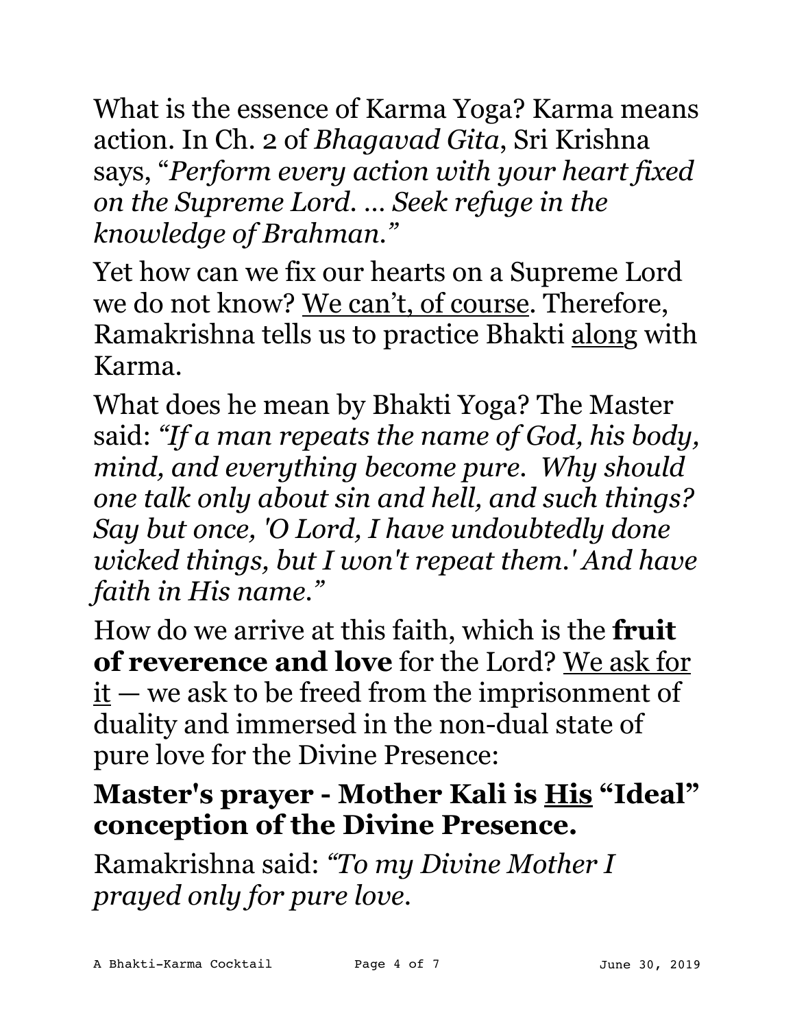What is the essence of Karma Yoga? Karma means action. In Ch. 2 of *Bhagavad Gita*, Sri Krishna says, "*Perform every action with your heart fixed on the Supreme Lord. … Seek refuge in the knowledge of Brahman."*

Yet how can we fix our hearts on a Supreme Lord we do not know? <u>We can't, of course</u>. Therefore, Ramakrishna tells us to practice Bhakti <u>along</u> with Karma.

What does he mean by Bhakti Yoga? The Master said: *"If a man repeats the name of God, his body, mind, and everything become pure. Why should one talk only about sin and hell, and such things? Say but once, 'O Lord, I have undoubtedly done wicked things, but I won't repeat them.' And have faith in His name."*

How do we arrive at this faith, which is the **fruit of reverence and love** for the Lord? <u>We ask for it</u> — we ask to be freed from the imprisonment of duality and immersed in the non-dual state of pure love for the Divine Presence:

**Master's prayer - Mother Kali is <u>His</u> "Ideal" conception of the Divine Presence.**

Ramakrishna said: *"To my Divine Mother I prayed only for pure love.*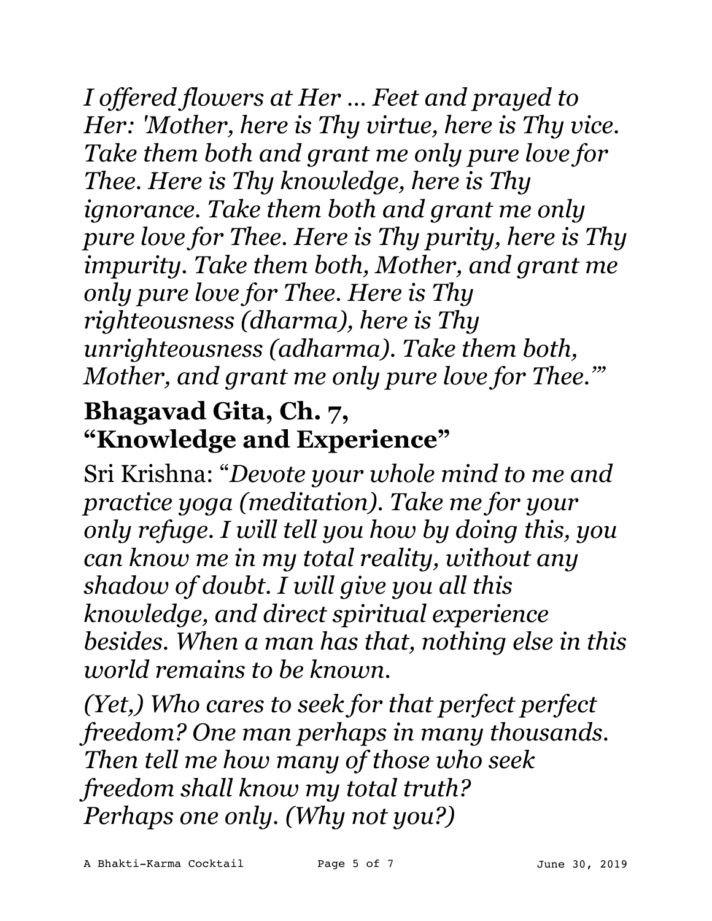*I offered flowers at Her ... Feet and prayed to Her: 'Mother, here is Thy virtue, here is Thy vice. Take them both and grant me only pure love for Thee. Here is Thy knowledge, here is Thy ignorance. Take them both and grant me only pure love for Thee. Here is Thy purity, here is Thy impurity. Take them both, Mother, and grant me only pure love for Thee. Here is Thy righteousness (dharma), here is Thy unrighteousness (adharma). Take them both, Mother, and grant me only pure love for Thee.'"*

## Bhagavad Gita, Ch. 7, "Knowledge and Experience"

Sri Krishna: "*Devote your whole mind to me and practice yoga (meditation). Take me for your only refuge. I will tell you how by doing this, you can know me in my total reality, without any shadow of doubt. I will give you all this knowledge, and direct spiritual experience besides. When a man has that, nothing else in this world remains to be known.*

*(Yet,) Who cares to seek for that perfect perfect freedom? One man perhaps in many thousands. Then tell me how many of those who seek freedom shall know my total truth? Perhaps one only. (Why not you?)*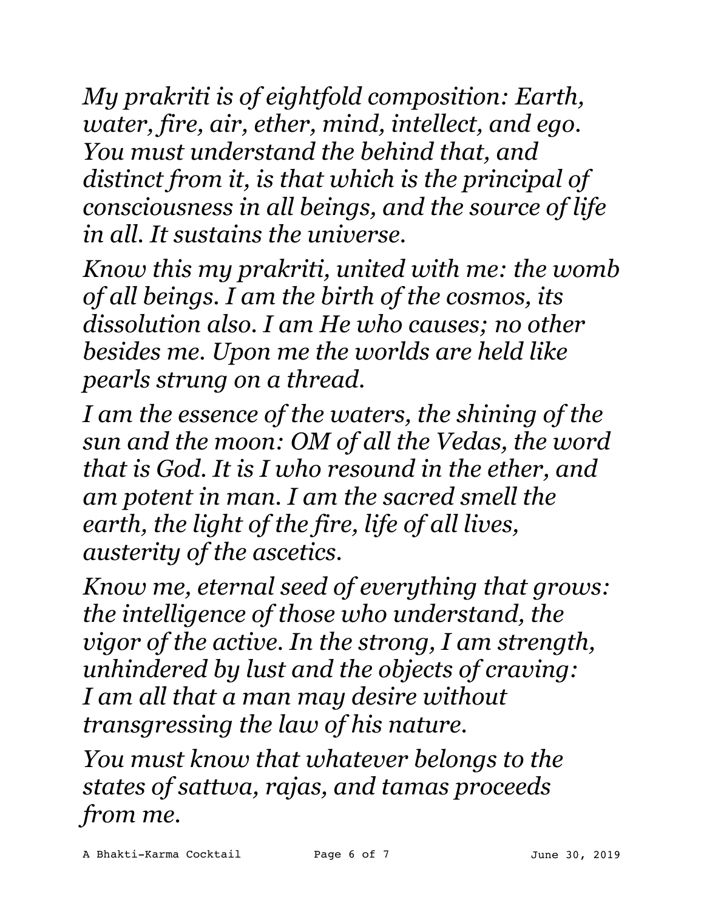*My prakriti is of eightfold composition: Earth, water, fire, air, ether, mind, intellect, and ego. You must understand the behind that, and distinct from it, is that which is the principal of consciousness in all beings, and the source of life in all. It sustains the universe.*

*Know this my prakriti, united with me: the womb of all beings. I am the birth of the cosmos, its dissolution also. I am He who causes; no other besides me. Upon me the worlds are held like pearls strung on a thread.*

*I am the essence of the waters, the shining of the sun and the moon: OM of all the Vedas, the word that is God. It is I who resound in the ether, and am potent in man. I am the sacred smell the earth, the light of the fire, life of all lives, austerity of the ascetics.*

*Know me, eternal seed of everything that grows: the intelligence of those who understand, the vigor of the active. In the strong, I am strength, unhindered by lust and the objects of craving: I am all that a man may desire without transgressing the law of his nature.*

*You must know that whatever belongs to the states of sattwa, rajas, and tamas proceeds from me.*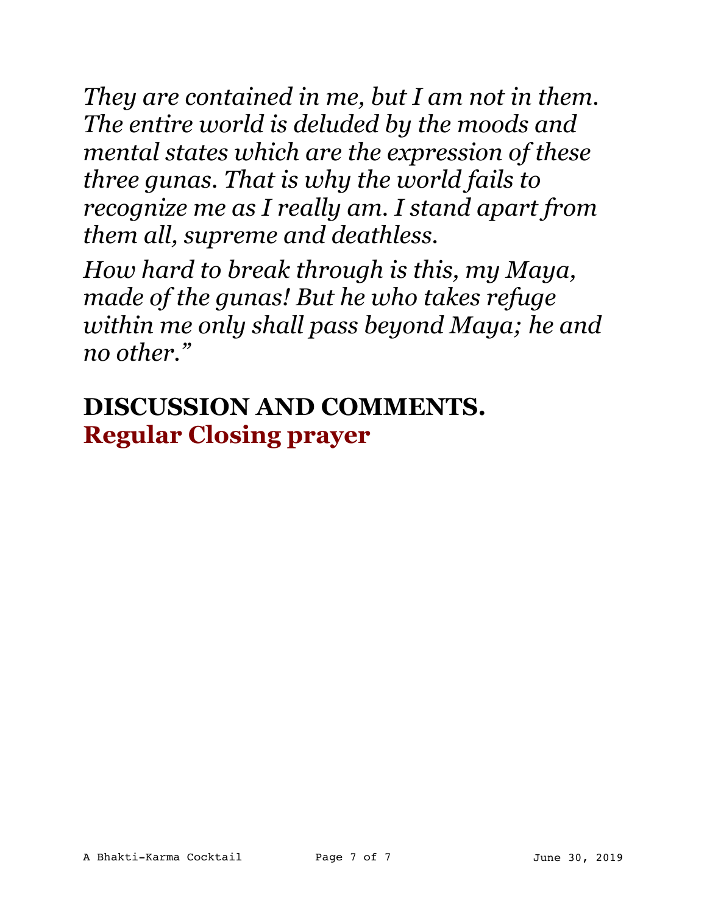*They are contained in me, but I am not in them. The entire world is deluded by the moods and mental states which are the expression of these three gunas. That is why the world fails to recognize me as I really am. I stand apart from them all, supreme and deathless.*

*How hard to break through is this, my Maya, made of the gunas! But he who takes refuge within me only shall pass beyond Maya; he and no other."*

## DISCUSSION AND COMMENTS.

## Regular Closing prayer